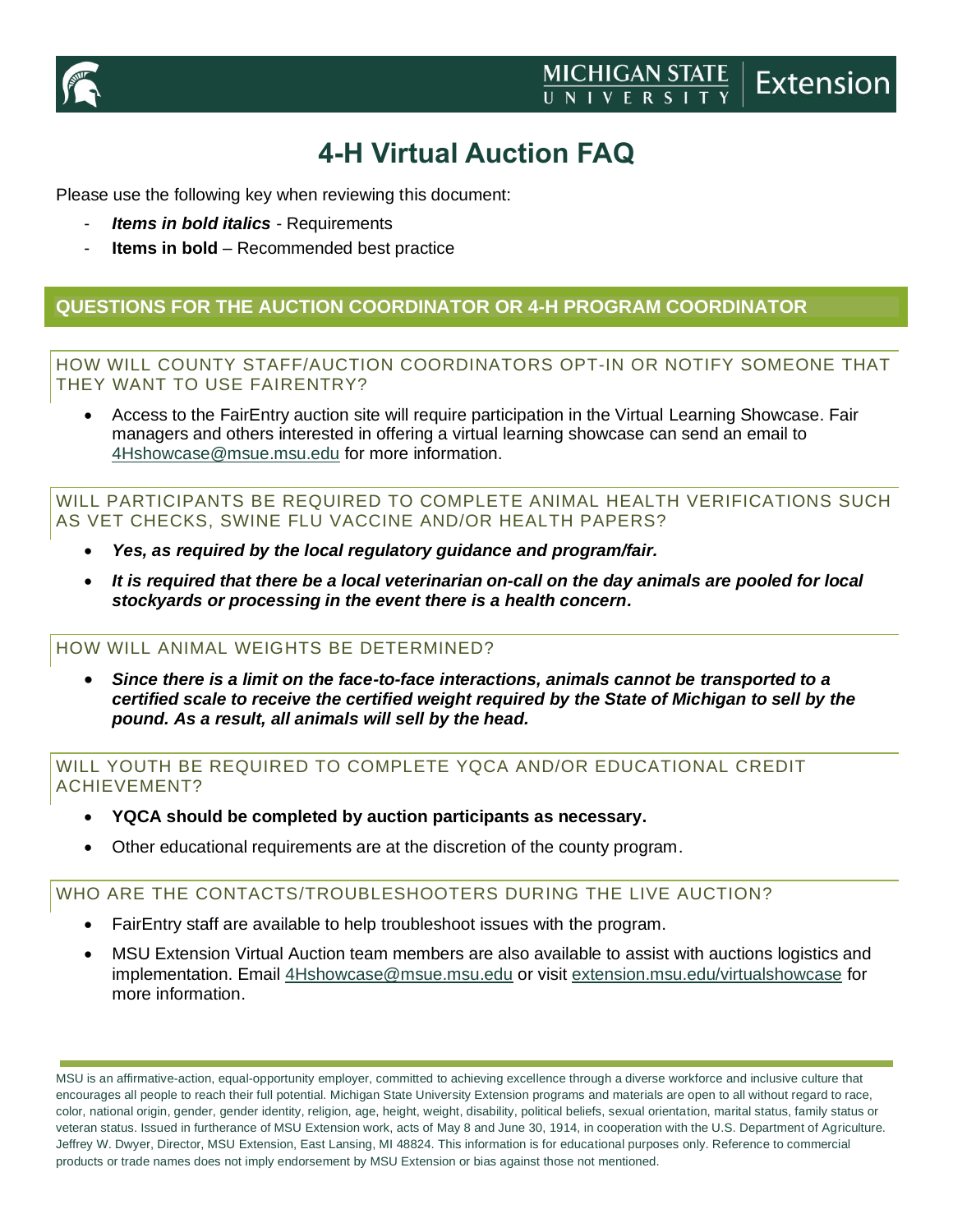# 4-H Virtual Auction FAQ

Please use the following key when reviewing this document:

- ***Items in bold italics*** - Requirements
- **Items in bold** – Recommended best practice

## QUESTIONS FOR THE AUCTION COORDINATOR OR 4-H PROGRAM COORDINATOR

### HOW WILL COUNTY STAFF/AUCTION COORDINATORS OPT-IN OR NOTIFY SOMEONE THAT THEY WANT TO USE FAIRENTRY?

- Access to the FairEntry auction site will require participation in the Virtual Learning Showcase. Fair managers and others interested in offering a virtual learning showcase can send an email to 4Hshowcase@msue.msu.edu for more information.

### WILL PARTICIPANTS BE REQUIRED TO COMPLETE ANIMAL HEALTH VERIFICATIONS SUCH AS VET CHECKS, SWINE FLU VACCINE AND/OR HEALTH PAPERS?

- ***Yes, as required by the local regulatory guidance and program/fair.***
- ***It is required that there be a local veterinarian on-call on the day animals are pooled for local stockyards or processing in the event there is a health concern.***

### HOW WILL ANIMAL WEIGHTS BE DETERMINED?

- ***Since there is a limit on the face-to-face interactions, animals cannot be transported to a certified scale to receive the certified weight required by the State of Michigan to sell by the pound. As a result, all animals will sell by the head.***

### WILL YOUTH BE REQUIRED TO COMPLETE YQCA AND/OR EDUCATIONAL CREDIT ACHIEVEMENT?

- **YQCA should be completed by auction participants as necessary.**
- Other educational requirements are at the discretion of the county program.

### WHO ARE THE CONTACTS/TROUBLESHOOTERS DURING THE LIVE AUCTION?

- FairEntry staff are available to help troubleshoot issues with the program.
- MSU Extension Virtual Auction team members are also available to assist with auctions logistics and implementation. Email 4Hshowcase@msue.msu.edu or visit extension.msu.edu/virtualshowcase for more information.

MSU is an affirmative-action, equal-opportunity employer, committed to achieving excellence through a diverse workforce and inclusive culture that encourages all people to reach their full potential. Michigan State University Extension programs and materials are open to all without regard to race, color, national origin, gender, gender identity, religion, age, height, weight, disability, political beliefs, sexual orientation, marital status, family status or veteran status. Issued in furtherance of MSU Extension work, acts of May 8 and June 30, 1914, in cooperation with the U.S. Department of Agriculture. Jeffrey W. Dwyer, Director, MSU Extension, East Lansing, MI 48824. This information is for educational purposes only. Reference to commercial products or trade names does not imply endorsement by MSU Extension or bias against those not mentioned.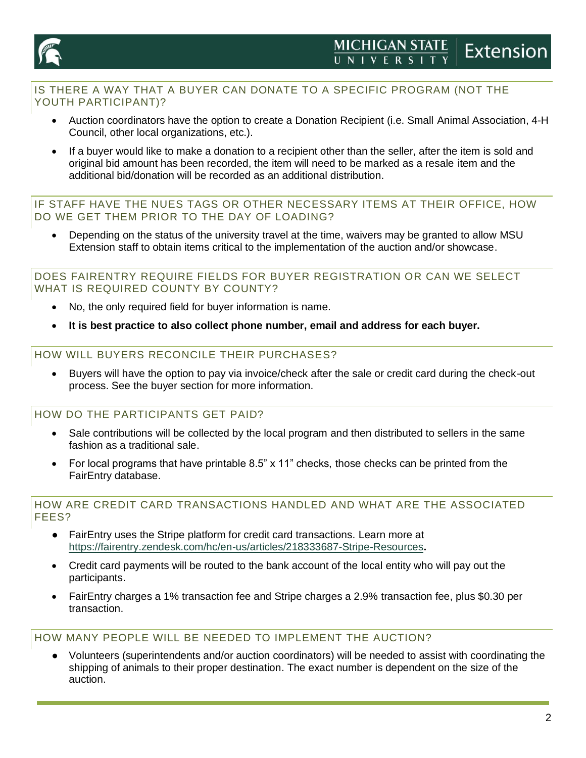## IS THERE A WAY THAT A BUYER CAN DONATE TO A SPECIFIC PROGRAM (NOT THE YOUTH PARTICIPANT)?

- Auction coordinators have the option to create a Donation Recipient (i.e. Small Animal Association, 4-H Council, other local organizations, etc.).
- If a buyer would like to make a donation to a recipient other than the seller, after the item is sold and original bid amount has been recorded, the item will need to be marked as a resale item and the additional bid/donation will be recorded as an additional distribution.

## IF STAFF HAVE THE NUES TAGS OR OTHER NECESSARY ITEMS AT THEIR OFFICE, HOW DO WE GET THEM PRIOR TO THE DAY OF LOADING?

- Depending on the status of the university travel at the time, waivers may be granted to allow MSU Extension staff to obtain items critical to the implementation of the auction and/or showcase.

## DOES FAIRENTRY REQUIRE FIELDS FOR BUYER REGISTRATION OR CAN WE SELECT WHAT IS REQUIRED COUNTY BY COUNTY?

- No, the only required field for buyer information is name.
- **It is best practice to also collect phone number, email and address for each buyer.**

## HOW WILL BUYERS RECONCILE THEIR PURCHASES?

- Buyers will have the option to pay via invoice/check after the sale or credit card during the check-out process. See the buyer section for more information.

## HOW DO THE PARTICIPANTS GET PAID?

- Sale contributions will be collected by the local program and then distributed to sellers in the same fashion as a traditional sale.
- For local programs that have printable 8.5" x 11" checks, those checks can be printed from the FairEntry database.

## HOW ARE CREDIT CARD TRANSACTIONS HANDLED AND WHAT ARE THE ASSOCIATED FEES?

- FairEntry uses the Stripe platform for credit card transactions. Learn more at https://fairentry.zendesk.com/hc/en-us/articles/218333687-Stripe-Resources.
- Credit card payments will be routed to the bank account of the local entity who will pay out the participants.
- FairEntry charges a 1% transaction fee and Stripe charges a 2.9% transaction fee, plus $0.30 per transaction.

## HOW MANY PEOPLE WILL BE NEEDED TO IMPLEMENT THE AUCTION?

- Volunteers (superintendents and/or auction coordinators) will be needed to assist with coordinating the shipping of animals to their proper destination. The exact number is dependent on the size of the auction.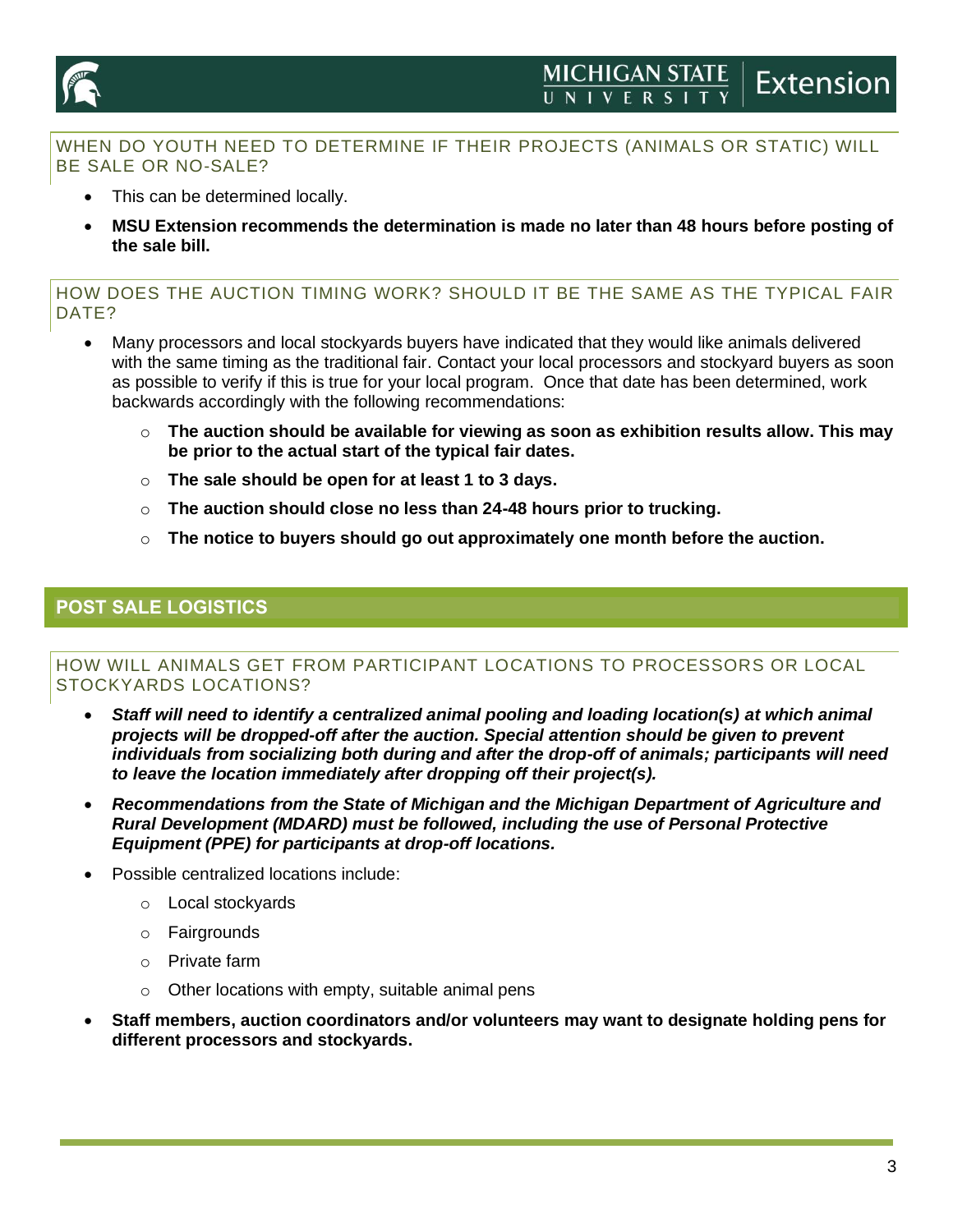### WHEN DO YOUTH NEED TO DETERMINE IF THEIR PROJECTS (ANIMALS OR STATIC) WILL BE SALE OR NO-SALE?

- This can be determined locally.
- **MSU Extension recommends the determination is made no later than 48 hours before posting of the sale bill.**

### HOW DOES THE AUCTION TIMING WORK? SHOULD IT BE THE SAME AS THE TYPICAL FAIR DATE?

- Many processors and local stockyards buyers have indicated that they would like animals delivered with the same timing as the traditional fair. Contact your local processors and stockyard buyers as soon as possible to verify if this is true for your local program. Once that date has been determined, work backwards accordingly with the following recommendations:
  - **The auction should be available for viewing as soon as exhibition results allow. This may be prior to the actual start of the typical fair dates.**
  - **The sale should be open for at least 1 to 3 days.**
  - **The auction should close no less than 24-48 hours prior to trucking.**
  - **The notice to buyers should go out approximately one month before the auction.**

## POST SALE LOGISTICS

### HOW WILL ANIMALS GET FROM PARTICIPANT LOCATIONS TO PROCESSORS OR LOCAL STOCKYARDS LOCATIONS?

- ***Staff will need to identify a centralized animal pooling and loading location(s) at which animal projects will be dropped-off after the auction. Special attention should be given to prevent individuals from socializing both during and after the drop-off of animals; participants will need to leave the location immediately after dropping off their project(s).***
- ***Recommendations from the State of Michigan and the Michigan Department of Agriculture and Rural Development (MDARD) must be followed, including the use of Personal Protective Equipment (PPE) for participants at drop-off locations.***
- Possible centralized locations include:
  - Local stockyards
  - Fairgrounds
  - Private farm
  - Other locations with empty, suitable animal pens
- **Staff members, auction coordinators and/or volunteers may want to designate holding pens for different processors and stockyards.**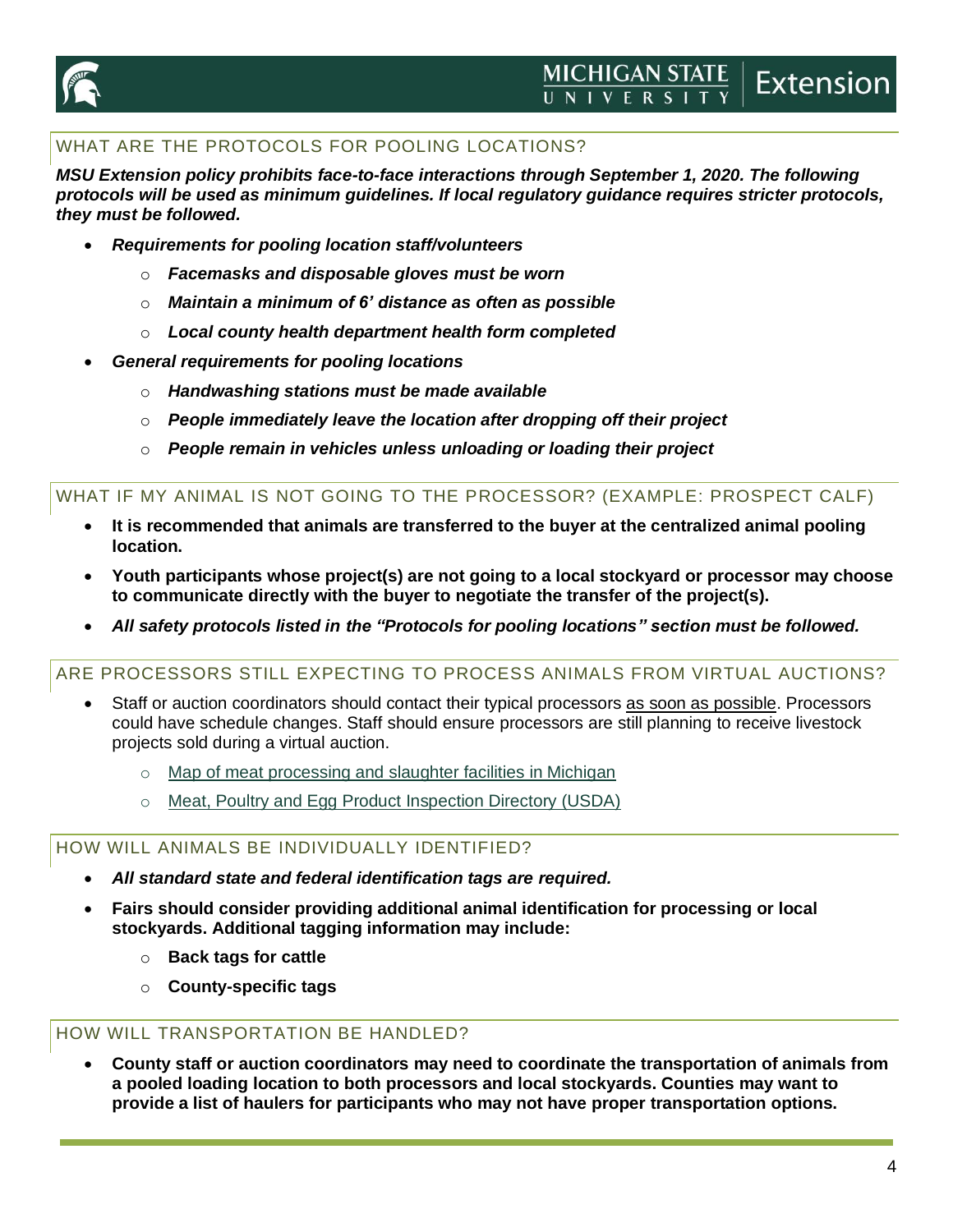## WHAT ARE THE PROTOCOLS FOR POOLING LOCATIONS?

***MSU Extension policy prohibits face-to-face interactions through September 1, 2020. The following protocols will be used as minimum guidelines. If local regulatory guidance requires stricter protocols, they must be followed.***

- ***Requirements for pooling location staff/volunteers***
  - ***Facemasks and disposable gloves must be worn***
  - ***Maintain a minimum of 6' distance as often as possible***
  - ***Local county health department health form completed***
- ***General requirements for pooling locations***
  - ***Handwashing stations must be made available***
  - ***People immediately leave the location after dropping off their project***
  - ***People remain in vehicles unless unloading or loading their project***

## WHAT IF MY ANIMAL IS NOT GOING TO THE PROCESSOR? (EXAMPLE: PROSPECT CALF)

- **It is recommended that animals are transferred to the buyer at the centralized animal pooling location.**
- **Youth participants whose project(s) are not going to a local stockyard or processor may choose to communicate directly with the buyer to negotiate the transfer of the project(s).**
- ***All safety protocols listed in the "Protocols for pooling locations" section must be followed.***

## ARE PROCESSORS STILL EXPECTING TO PROCESS ANIMALS FROM VIRTUAL AUCTIONS?

- Staff or auction coordinators should contact their typical processors as soon as possible. Processors could have schedule changes. Staff should ensure processors are still planning to receive livestock projects sold during a virtual auction.
  - Map of meat processing and slaughter facilities in Michigan
  - Meat, Poultry and Egg Product Inspection Directory (USDA)

## HOW WILL ANIMALS BE INDIVIDUALLY IDENTIFIED?

- ***All standard state and federal identification tags are required.***
- **Fairs should consider providing additional animal identification for processing or local stockyards. Additional tagging information may include:**
  - **Back tags for cattle**
  - **County-specific tags**

## HOW WILL TRANSPORTATION BE HANDLED?

- **County staff or auction coordinators may need to coordinate the transportation of animals from a pooled loading location to both processors and local stockyards. Counties may want to provide a list of haulers for participants who may not have proper transportation options.**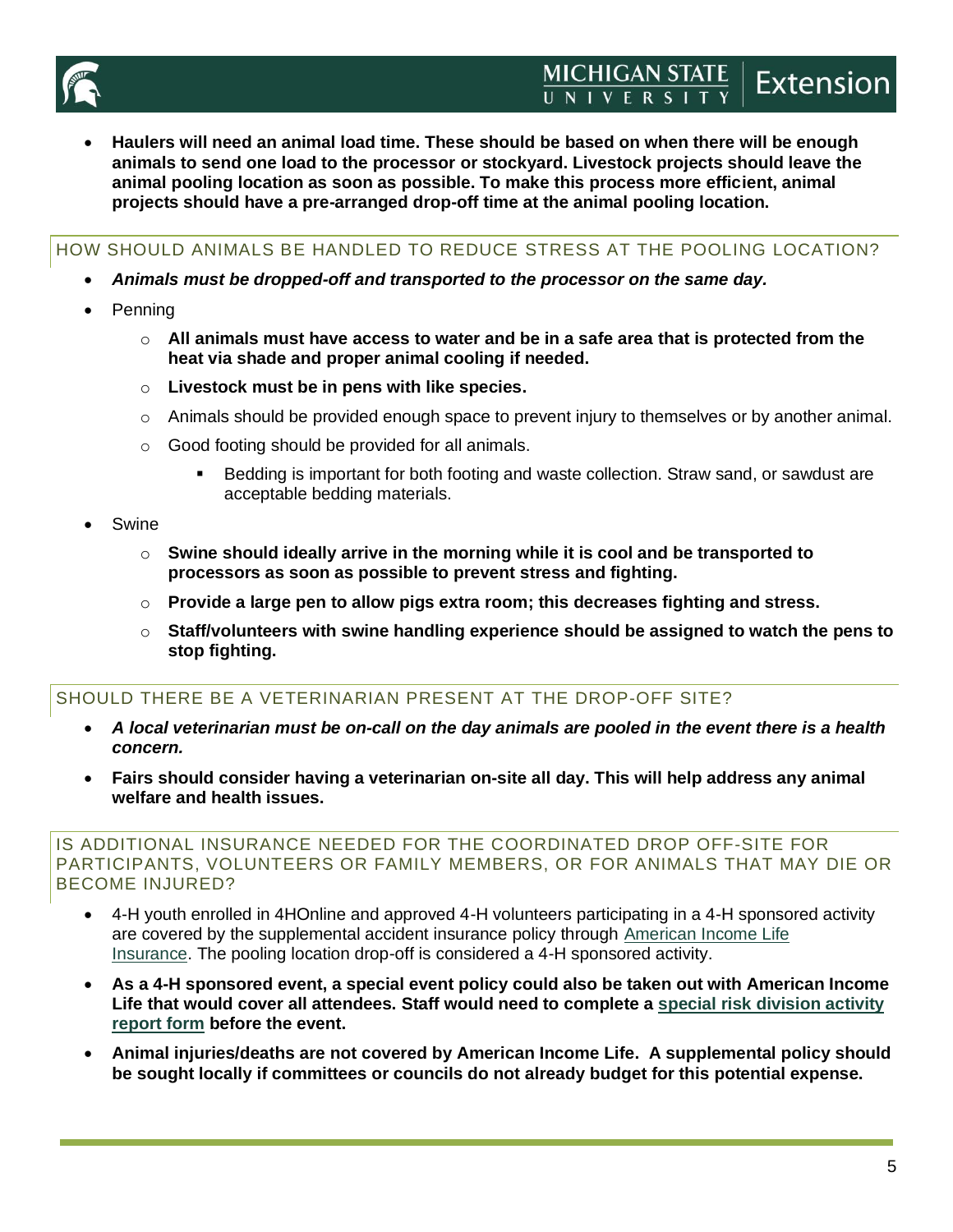- **Haulers will need an animal load time. These should be based on when there will be enough animals to send one load to the processor or stockyard. Livestock projects should leave the animal pooling location as soon as possible. To make this process more efficient, animal projects should have a pre-arranged drop-off time at the animal pooling location.**

## HOW SHOULD ANIMALS BE HANDLED TO REDUCE STRESS AT THE POOLING LOCATION?

- ***Animals must be dropped-off and transported to the processor on the same day.***
- Penning
  - **All animals must have access to water and be in a safe area that is protected from the heat via shade and proper animal cooling if needed.**
  - **Livestock must be in pens with like species.**
  - Animals should be provided enough space to prevent injury to themselves or by another animal.
  - Good footing should be provided for all animals.
    - Bedding is important for both footing and waste collection. Straw sand, or sawdust are acceptable bedding materials.
- Swine
  - **Swine should ideally arrive in the morning while it is cool and be transported to processors as soon as possible to prevent stress and fighting.**
  - **Provide a large pen to allow pigs extra room; this decreases fighting and stress.**
  - **Staff/volunteers with swine handling experience should be assigned to watch the pens to stop fighting.**

## SHOULD THERE BE A VETERINARIAN PRESENT AT THE DROP-OFF SITE?

- ***A local veterinarian must be on-call on the day animals are pooled in the event there is a health concern.***
- **Fairs should consider having a veterinarian on-site all day. This will help address any animal welfare and health issues.**

## IS ADDITIONAL INSURANCE NEEDED FOR THE COORDINATED DROP OFF-SITE FOR PARTICIPANTS, VOLUNTEERS OR FAMILY MEMBERS, OR FOR ANIMALS THAT MAY DIE OR BECOME INJURED?

- 4-H youth enrolled in 4HOnline and approved 4-H volunteers participating in a 4-H sponsored activity are covered by the supplemental accident insurance policy through American Income Life Insurance. The pooling location drop-off is considered a 4-H sponsored activity.
- **As a 4-H sponsored event, a special event policy could also be taken out with American Income Life that would cover all attendees. Staff would need to complete a special risk division activity report form before the event.**
- **Animal injuries/deaths are not covered by American Income Life. A supplemental policy should be sought locally if committees or councils do not already budget for this potential expense.**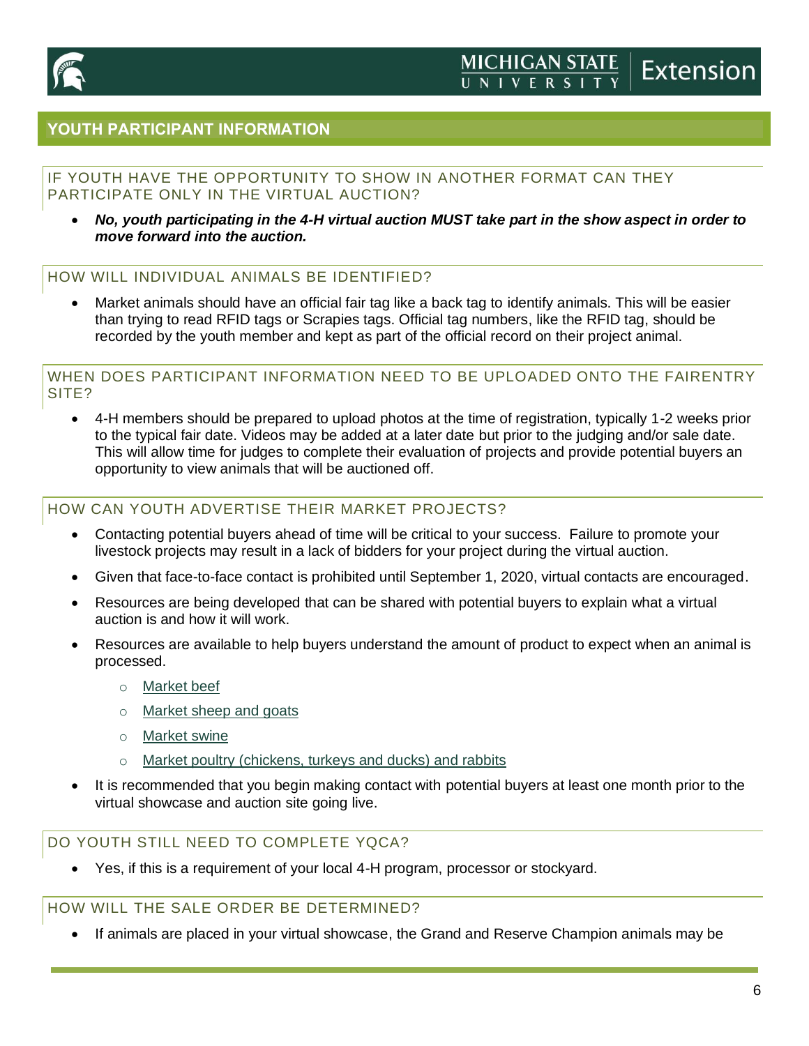## YOUTH PARTICIPANT INFORMATION

### IF YOUTH HAVE THE OPPORTUNITY TO SHOW IN ANOTHER FORMAT CAN THEY PARTICIPATE ONLY IN THE VIRTUAL AUCTION?

- ***No, youth participating in the 4-H virtual auction MUST take part in the show aspect in order to move forward into the auction.***

### HOW WILL INDIVIDUAL ANIMALS BE IDENTIFIED?

- Market animals should have an official fair tag like a back tag to identify animals. This will be easier than trying to read RFID tags or Scrapies tags. Official tag numbers, like the RFID tag, should be recorded by the youth member and kept as part of the official record on their project animal.

### WHEN DOES PARTICIPANT INFORMATION NEED TO BE UPLOADED ONTO THE FAIRENTRY SITE?

- 4-H members should be prepared to upload photos at the time of registration, typically 1-2 weeks prior to the typical fair date. Videos may be added at a later date but prior to the judging and/or sale date. This will allow time for judges to complete their evaluation of projects and provide potential buyers an opportunity to view animals that will be auctioned off.

### HOW CAN YOUTH ADVERTISE THEIR MARKET PROJECTS?

- Contacting potential buyers ahead of time will be critical to your success. Failure to promote your livestock projects may result in a lack of bidders for your project during the virtual auction.
- Given that face-to-face contact is prohibited until September 1, 2020, virtual contacts are encouraged.
- Resources are being developed that can be shared with potential buyers to explain what a virtual auction is and how it will work.
- Resources are available to help buyers understand the amount of product to expect when an animal is processed.
    - Market beef
    - Market sheep and goats
    - Market swine
    - Market poultry (chickens, turkeys and ducks) and rabbits
- It is recommended that you begin making contact with potential buyers at least one month prior to the virtual showcase and auction site going live.

### DO YOUTH STILL NEED TO COMPLETE YQCA?

- Yes, if this is a requirement of your local 4-H program, processor or stockyard.

### HOW WILL THE SALE ORDER BE DETERMINED?

- If animals are placed in your virtual showcase, the Grand and Reserve Champion animals may be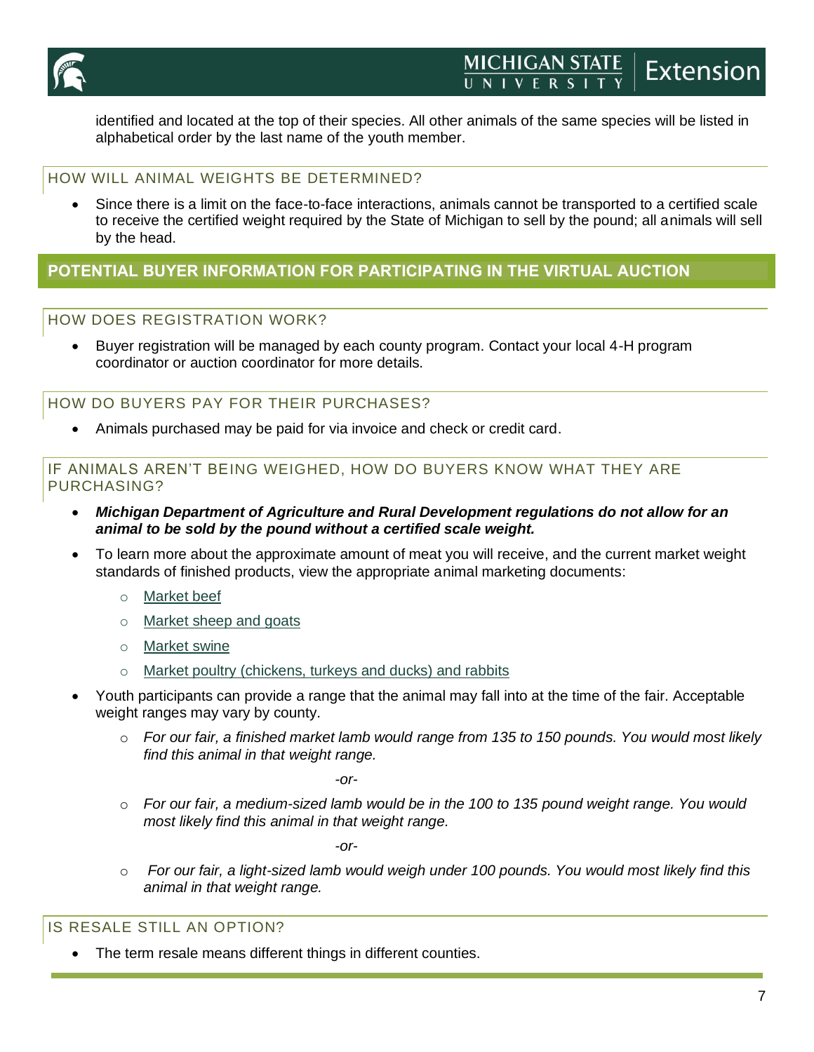identified and located at the top of their species. All other animals of the same species will be listed in alphabetical order by the last name of the youth member.

### HOW WILL ANIMAL WEIGHTS BE DETERMINED?

- Since there is a limit on the face-to-face interactions, animals cannot be transported to a certified scale to receive the certified weight required by the State of Michigan to sell by the pound; all animals will sell by the head.

## POTENTIAL BUYER INFORMATION FOR PARTICIPATING IN THE VIRTUAL AUCTION

### HOW DOES REGISTRATION WORK?

- Buyer registration will be managed by each county program. Contact your local 4-H program coordinator or auction coordinator for more details.

### HOW DO BUYERS PAY FOR THEIR PURCHASES?

- Animals purchased may be paid for via invoice and check or credit card.

### IF ANIMALS AREN'T BEING WEIGHED, HOW DO BUYERS KNOW WHAT THEY ARE PURCHASING?

- ***Michigan Department of Agriculture and Rural Development regulations do not allow for an animal to be sold by the pound without a certified scale weight.***
- To learn more about the approximate amount of meat you will receive, and the current market weight standards of finished products, view the appropriate animal marketing documents:
  - Market beef
  - Market sheep and goats
  - Market swine
  - Market poultry (chickens, turkeys and ducks) and rabbits
- Youth participants can provide a range that the animal may fall into at the time of the fair. Acceptable weight ranges may vary by county.
  - *For our fair, a finished market lamb would range from 135 to 150 pounds. You would most likely find this animal in that weight range.*

    *-or-*

  - *For our fair, a medium-sized lamb would be in the 100 to 135 pound weight range. You would most likely find this animal in that weight range.*

    *-or-*

  - *For our fair, a light-sized lamb would weigh under 100 pounds. You would most likely find this animal in that weight range.*

### IS RESALE STILL AN OPTION?

- The term resale means different things in different counties.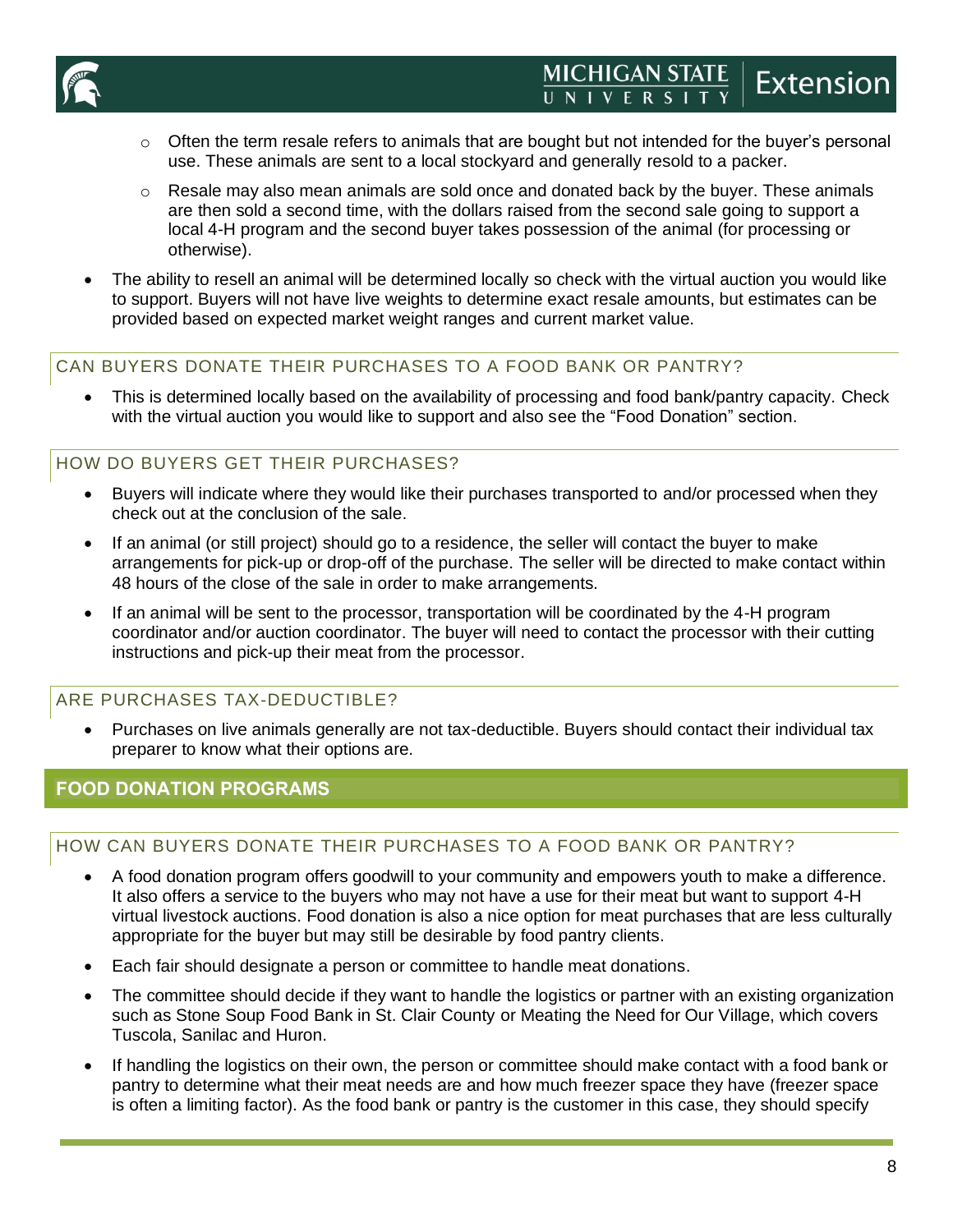- Often the term resale refers to animals that are bought but not intended for the buyer's personal use. These animals are sent to a local stockyard and generally resold to a packer.
- Resale may also mean animals are sold once and donated back by the buyer. These animals are then sold a second time, with the dollars raised from the second sale going to support a local 4-H program and the second buyer takes possession of the animal (for processing or otherwise).

- The ability to resell an animal will be determined locally so check with the virtual auction you would like to support. Buyers will not have live weights to determine exact resale amounts, but estimates can be provided based on expected market weight ranges and current market value.

### CAN BUYERS DONATE THEIR PURCHASES TO A FOOD BANK OR PANTRY?

- This is determined locally based on the availability of processing and food bank/pantry capacity. Check with the virtual auction you would like to support and also see the "Food Donation" section.

### HOW DO BUYERS GET THEIR PURCHASES?

- Buyers will indicate where they would like their purchases transported to and/or processed when they check out at the conclusion of the sale.
- If an animal (or still project) should go to a residence, the seller will contact the buyer to make arrangements for pick-up or drop-off of the purchase. The seller will be directed to make contact within 48 hours of the close of the sale in order to make arrangements.
- If an animal will be sent to the processor, transportation will be coordinated by the 4-H program coordinator and/or auction coordinator. The buyer will need to contact the processor with their cutting instructions and pick-up their meat from the processor.

### ARE PURCHASES TAX-DEDUCTIBLE?

- Purchases on live animals generally are not tax-deductible. Buyers should contact their individual tax preparer to know what their options are.

## FOOD DONATION PROGRAMS

### HOW CAN BUYERS DONATE THEIR PURCHASES TO A FOOD BANK OR PANTRY?

- A food donation program offers goodwill to your community and empowers youth to make a difference. It also offers a service to the buyers who may not have a use for their meat but want to support 4-H virtual livestock auctions. Food donation is also a nice option for meat purchases that are less culturally appropriate for the buyer but may still be desirable by food pantry clients.
- Each fair should designate a person or committee to handle meat donations.
- The committee should decide if they want to handle the logistics or partner with an existing organization such as Stone Soup Food Bank in St. Clair County or Meating the Need for Our Village, which covers Tuscola, Sanilac and Huron.
- If handling the logistics on their own, the person or committee should make contact with a food bank or pantry to determine what their meat needs are and how much freezer space they have (freezer space is often a limiting factor). As the food bank or pantry is the customer in this case, they should specify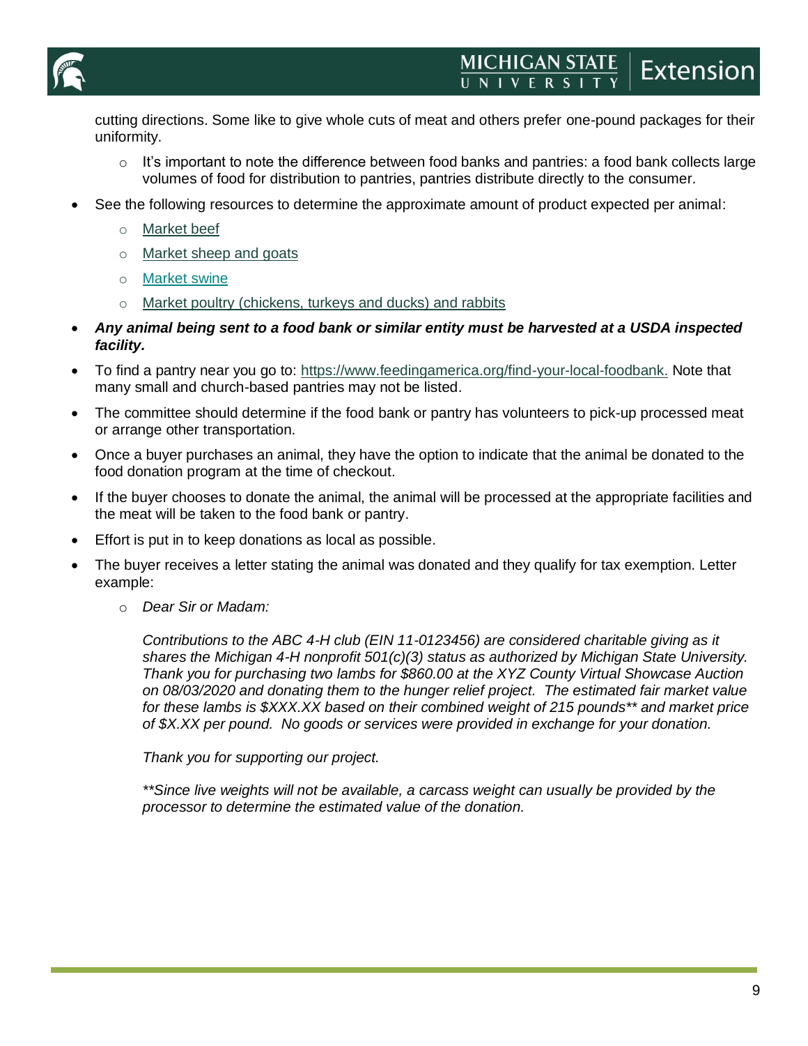cutting directions. Some like to give whole cuts of meat and others prefer one-pound packages for their uniformity.

  - It's important to note the difference between food banks and pantries: a food bank collects large volumes of food for distribution to pantries, pantries distribute directly to the consumer.

- See the following resources to determine the approximate amount of product expected per animal:
  - Market beef
  - Market sheep and goats
  - Market swine
  - Market poultry (chickens, turkeys and ducks) and rabbits
- ***Any animal being sent to a food bank or similar entity must be harvested at a USDA inspected facility.***
- To find a pantry near you go to: https://www.feedingamerica.org/find-your-local-foodbank. Note that many small and church-based pantries may not be listed.
- The committee should determine if the food bank or pantry has volunteers to pick-up processed meat or arrange other transportation.
- Once a buyer purchases an animal, they have the option to indicate that the animal be donated to the food donation program at the time of checkout.
- If the buyer chooses to donate the animal, the animal will be processed at the appropriate facilities and the meat will be taken to the food bank or pantry.
- Effort is put in to keep donations as local as possible.
- The buyer receives a letter stating the animal was donated and they qualify for tax exemption. Letter example:
  - *Dear Sir or Madam:*

    *Contributions to the ABC 4-H club (EIN 11-0123456) are considered charitable giving as it shares the Michigan 4-H nonprofit 501(c)(3) status as authorized by Michigan State University. Thank you for purchasing two lambs for $860.00 at the XYZ County Virtual Showcase Auction on 08/03/2020 and donating them to the hunger relief project. The estimated fair market value for these lambs is $XXX.XX based on their combined weight of 215 pounds** and market price of $X.XX per pound. No goods or services were provided in exchange for your donation.*

    *Thank you for supporting our project.*

    ***Since live weights will not be available, a carcass weight can usually be provided by the processor to determine the estimated value of the donation.*